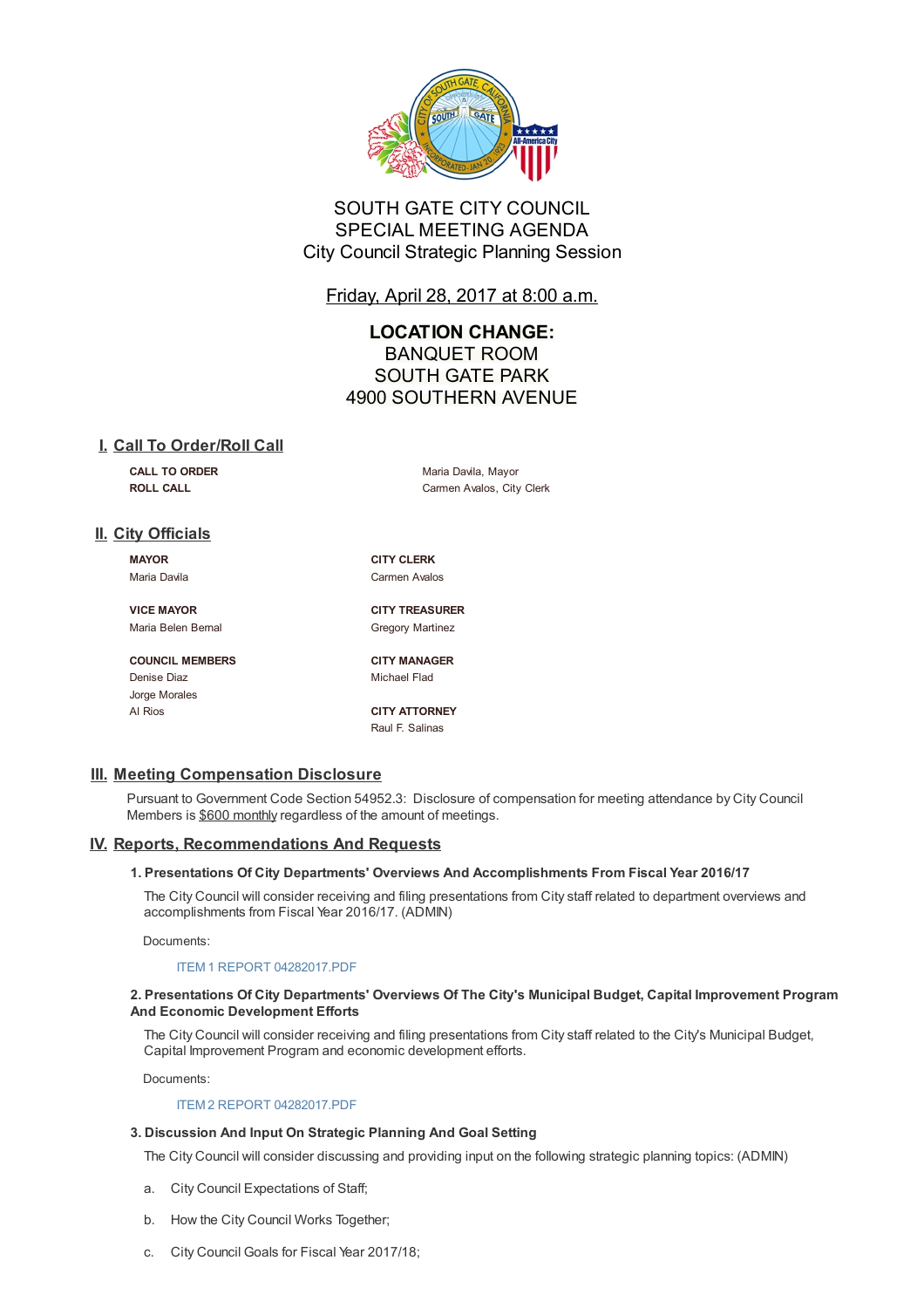# SOUTH GATE CITY COUNCIL
# SPECIAL MEETING AGENDA
## City Council Strategic Planning Session

Friday, April 28, 2017 at 8:00 a.m.

**LOCATION CHANGE:**
BANQUET ROOM
SOUTH GATE PARK
4900 SOUTHERN AVENUE

## I. Call To Order/Roll Call

| | |
|---|---|
| **CALL TO ORDER** | Maria Davila, Mayor |
| **ROLL CALL** | Carmen Avalos, City Clerk |

## II. City Officials

**MAYOR**
Maria Davila

**VICE MAYOR**
Maria Belen Bernal

**COUNCIL MEMBERS**
Denise Diaz
Jorge Morales
Al Rios

**CITY CLERK**
Carmen Avalos

**CITY TREASURER**
Gregory Martinez

**CITY MANAGER**
Michael Flad

**CITY ATTORNEY**
Raul F. Salinas

## III. Meeting Compensation Disclosure

Pursuant to Government Code Section 54952.3: Disclosure of compensation for meeting attendance by City Council Members is $600 monthly regardless of the amount of meetings.

## IV. Reports, Recommendations And Requests

### 1. Presentations Of City Departments' Overviews And Accomplishments From Fiscal Year 2016/17

The City Council will consider receiving and filing presentations from City staff related to department overviews and accomplishments from Fiscal Year 2016/17. (ADMIN)

Documents:

ITEM 1 REPORT 04282017.PDF

### 2. Presentations Of City Departments' Overviews Of The City's Municipal Budget, Capital Improvement Program And Economic Development Efforts

The City Council will consider receiving and filing presentations from City staff related to the City's Municipal Budget, Capital Improvement Program and economic development efforts.

Documents:

ITEM 2 REPORT 04282017.PDF

### 3. Discussion And Input On Strategic Planning And Goal Setting

The City Council will consider discussing and providing input on the following strategic planning topics: (ADMIN)

a. City Council Expectations of Staff;

b. How the City Council Works Together;

c. City Council Goals for Fiscal Year 2017/18;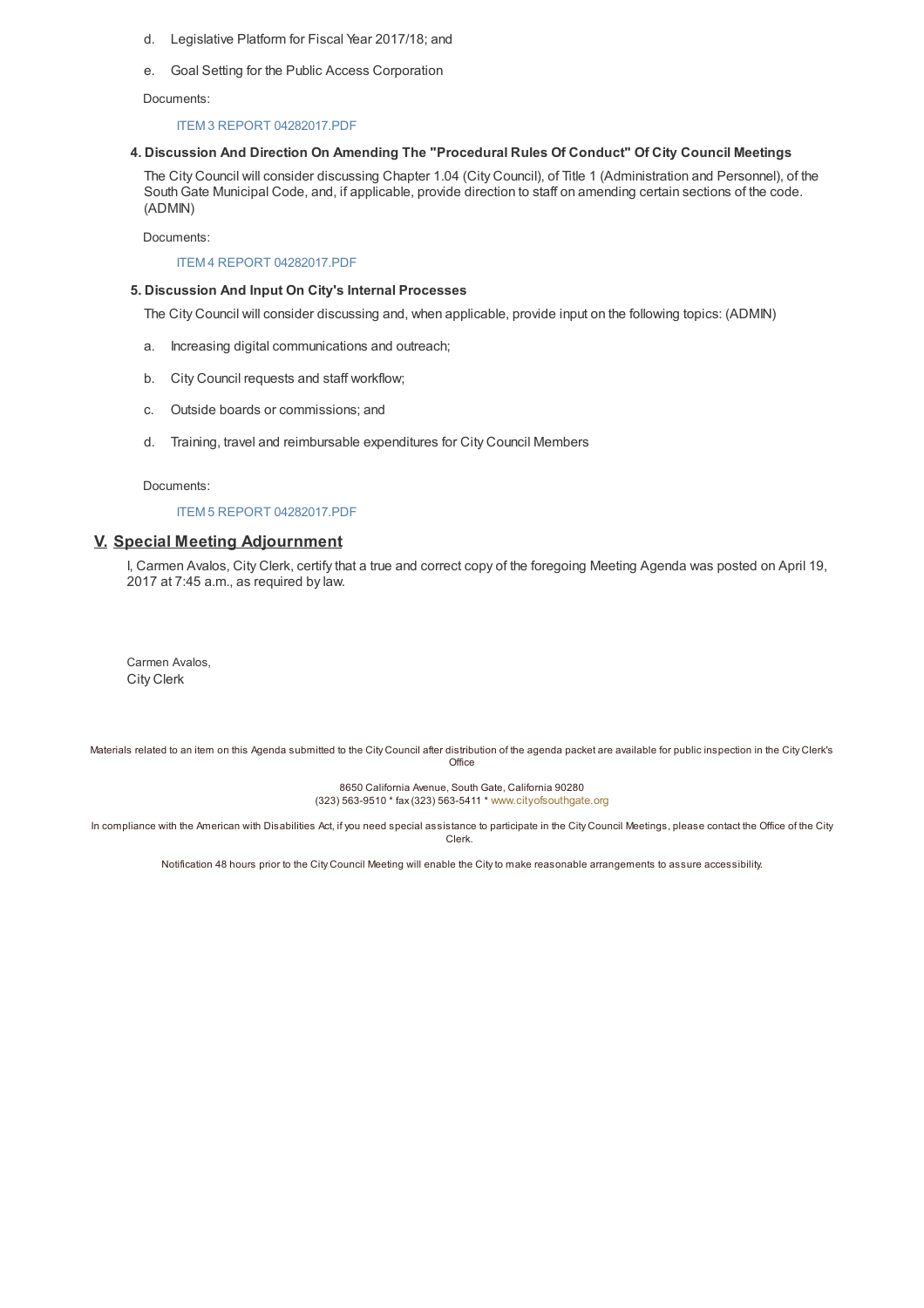d. Legislative Platform for Fiscal Year 2017/18; and

e. Goal Setting for the Public Access Corporation

Documents:

ITEM 3 REPORT 04282017.PDF

**4. Discussion And Direction On Amending The "Procedural Rules Of Conduct" Of City Council Meetings**

The City Council will consider discussing Chapter 1.04 (City Council), of Title 1 (Administration and Personnel), of the South Gate Municipal Code, and, if applicable, provide direction to staff on amending certain sections of the code. (ADMIN)

Documents:

ITEM 4 REPORT 04282017.PDF

**5. Discussion And Input On City's Internal Processes**

The City Council will consider discussing and, when applicable, provide input on the following topics: (ADMIN)

a. Increasing digital communications and outreach;

b. City Council requests and staff workflow;

c. Outside boards or commissions; and

d. Training, travel and reimbursable expenditures for City Council Members

Documents:

ITEM 5 REPORT 04282017.PDF

## V. Special Meeting Adjournment

I, Carmen Avalos, City Clerk, certify that a true and correct copy of the foregoing Meeting Agenda was posted on April 19, 2017 at 7:45 a.m., as required by law.

Carmen Avalos,
City Clerk

Materials related to an item on this Agenda submitted to the City Council after distribution of the agenda packet are available for public inspection in the City Clerk's Office

8650 California Avenue, South Gate, California 90280
(323) 563-9510 * fax (323) 563-5411 * www.cityofsouthgate.org

In compliance with the American with Disabilities Act, if you need special assistance to participate in the City Council Meetings, please contact the Office of the City Clerk.

Notification 48 hours prior to the City Council Meeting will enable the City to make reasonable arrangements to assure accessibility.